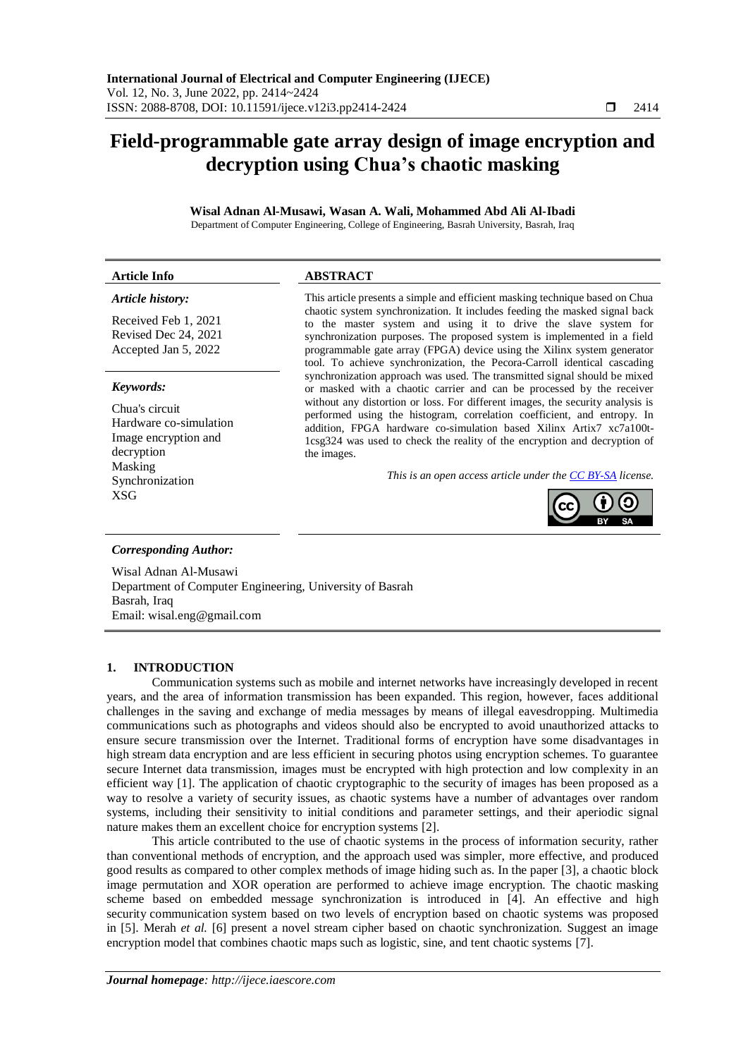# Field-programmable gate array design of image encryption and decryption using Chua's chaotic masking

**Wisal Adnan Al-Musawi, Wasan A. Wali, Mohammed Abd Ali Al-Ibadi**

Department of Computer Engineering, College of Engineering, Basrah University, Basrah, Iraq

| **Article Info** | **ABSTRACT** |
|---|---|
| ***Article history:*** | This article presents a simple and efficient masking technique based on Chua chaotic system synchronization. It includes feeding the masked signal back to the master system and using it to drive the slave system for synchronization purposes. The proposed system is implemented in a field programmable gate array (FPGA) device using the Xilinx system generator tool. To achieve synchronization, the Pecora-Carroll identical cascading synchronization approach was used. The transmitted signal should be mixed or masked with a chaotic carrier and can be processed by the receiver without any distortion or loss. For different images, the security analysis is performed using the histogram, correlation coefficient, and entropy. In addition, FPGA hardware co-simulation based Xilinx Artix7 xc7a100t-1csg324 was used to check the reality of the encryption and decryption of the images. |
| Received Feb 1, 2021 <br> Revised Dec 24, 2021 <br> Accepted Jan 5, 2022 | |
| ***Keywords:*** | |
| Chua's circuit <br> Hardware co-simulation <br> Image encryption and decryption <br> Masking <br> Synchronization <br> XSG | *This is an open access article under the CC BY-SA license.* |

***Corresponding Author:***

Wisal Adnan Al-Musawi
Department of Computer Engineering, University of Basrah
Basrah, Iraq
Email: wisal.eng@gmail.com

## 1. INTRODUCTION

Communication systems such as mobile and internet networks have increasingly developed in recent years, and the area of information transmission has been expanded. This region, however, faces additional challenges in the saving and exchange of media messages by means of illegal eavesdropping. Multimedia communications such as photographs and videos should also be encrypted to avoid unauthorized attacks to ensure secure transmission over the Internet. Traditional forms of encryption have some disadvantages in high stream data encryption and are less efficient in securing photos using encryption schemes. To guarantee secure Internet data transmission, images must be encrypted with high protection and low complexity in an efficient way [1]. The application of chaotic cryptographic to the security of images has been proposed as a way to resolve a variety of security issues, as chaotic systems have a number of advantages over random systems, including their sensitivity to initial conditions and parameter settings, and their aperiodic signal nature makes them an excellent choice for encryption systems [2].

This article contributed to the use of chaotic systems in the process of information security, rather than conventional methods of encryption, and the approach used was simpler, more effective, and produced good results as compared to other complex methods of image hiding such as. In the paper [3], a chaotic block image permutation and XOR operation are performed to achieve image encryption. The chaotic masking scheme based on embedded message synchronization is introduced in [4]. An effective and high security communication system based on two levels of encryption based on chaotic systems was proposed in [5]. Merah *et al.* [6] present a novel stream cipher based on chaotic synchronization. Suggest an image encryption model that combines chaotic maps such as logistic, sine, and tent chaotic systems [7].

*Journal homepage: http://ijece.iaescore.com*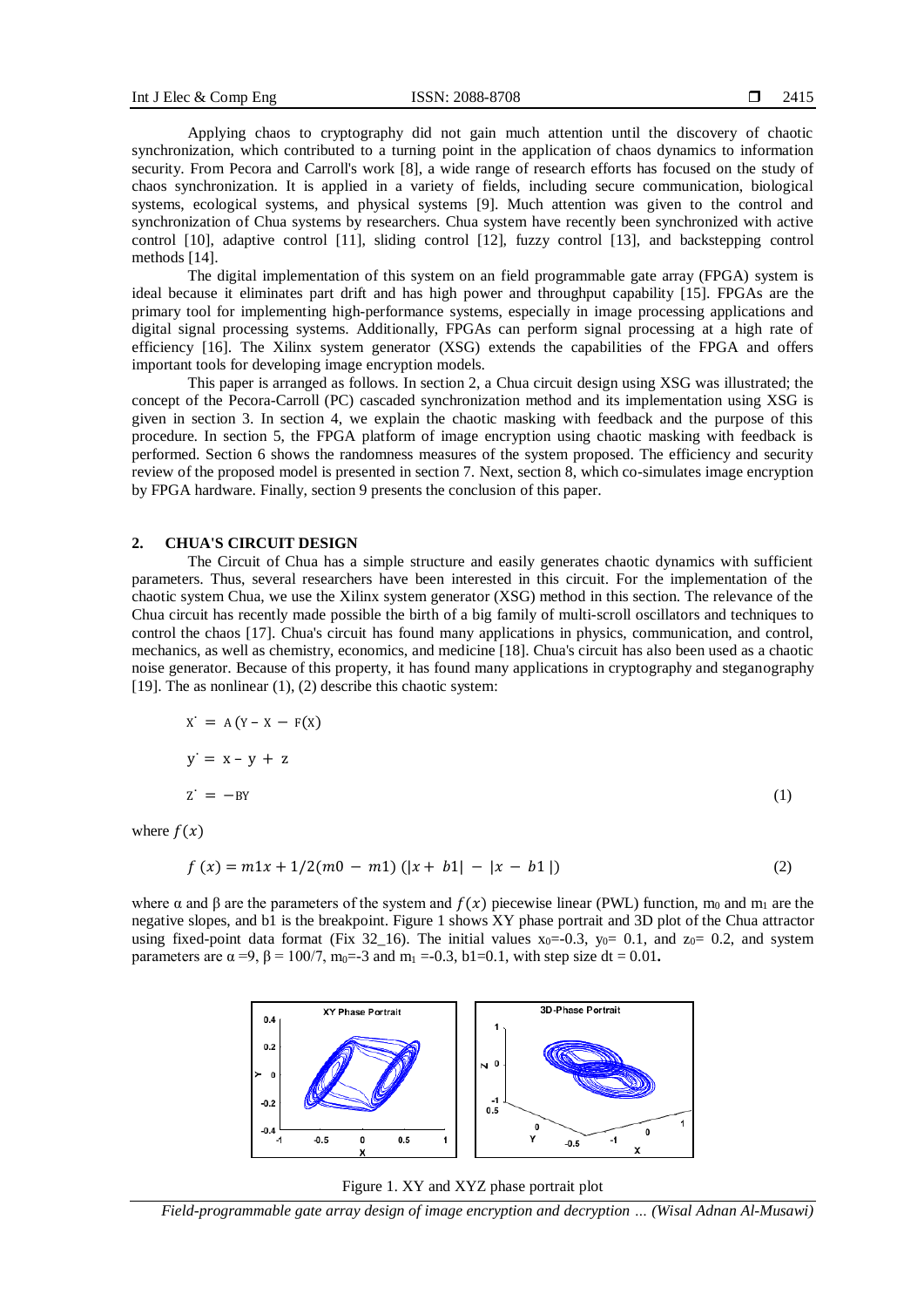Applying chaos to cryptography did not gain much attention until the discovery of chaotic synchronization, which contributed to a turning point in the application of chaos dynamics to information security. From Pecora and Carroll's work [8], a wide range of research efforts has focused on the study of chaos synchronization. It is applied in a variety of fields, including secure communication, biological systems, ecological systems, and physical systems [9]. Much attention was given to the control and synchronization of Chua systems by researchers. Chua system have recently been synchronized with active control [10], adaptive control [11], sliding control [12], fuzzy control [13], and backstepping control methods [14].

The digital implementation of this system on an field programmable gate array (FPGA) system is ideal because it eliminates part drift and has high power and throughput capability [15]. FPGAs are the primary tool for implementing high-performance systems, especially in image processing applications and digital signal processing systems. Additionally, FPGAs can perform signal processing at a high rate of efficiency [16]. The Xilinx system generator (XSG) extends the capabilities of the FPGA and offers important tools for developing image encryption models.

This paper is arranged as follows. In section 2, a Chua circuit design using XSG was illustrated; the concept of the Pecora-Carroll (PC) cascaded synchronization method and its implementation using XSG is given in section 3. In section 4, we explain the chaotic masking with feedback and the purpose of this procedure. In section 5, the FPGA platform of image encryption using chaotic masking with feedback is performed. Section 6 shows the randomness measures of the system proposed. The efficiency and security review of the proposed model is presented in section 7. Next, section 8, which co-simulates image encryption by FPGA hardware. Finally, section 9 presents the conclusion of this paper.

## 2. CHUA'S CIRCUIT DESIGN

The Circuit of Chua has a simple structure and easily generates chaotic dynamics with sufficient parameters. Thus, several researchers have been interested in this circuit. For the implementation of the chaotic system Chua, we use the Xilinx system generator (XSG) method in this section. The relevance of the Chua circuit has recently made possible the birth of a big family of multi-scroll oscillators and techniques to control the chaos [17]. Chua's circuit has found many applications in physics, communication, and control, mechanics, as well as chemistry, economics, and medicine [18]. Chua's circuit has also been used as a chaotic noise generator. Because of this property, it has found many applications in cryptography and steganography [19]. The as nonlinear (1), (2) describe this chaotic system:

$$
\begin{aligned}
\dot{X} &= A\,(Y - X - F(X)) \\
\dot{y} &= x - y + z \\
\dot{Z} &= -BY
\end{aligned}
\tag{1}
$$

where $f(x)$

$$
f\,(x) = m1x + 1/2(m0 - m1)\,(|x + b1| - |x - b1\,|)
\tag{2}
$$

where α and β are the parameters of the system and $f(x)$ piecewise linear (PWL) function, $m_0$ and $m_1$ are the negative slopes, and b1 is the breakpoint. Figure 1 shows XY phase portrait and 3D plot of the Chua attractor using fixed-point data format (Fix 32_16). The initial values $x_0$=-0.3, $y_0$= 0.1, and $z_0$= 0.2, and system parameters are $\alpha$ =9, $\beta$ = 100/7, $m_0$=-3 and $m_1$ =-0.3, b1=0.1, with step size dt = 0.01**.**

Figure 1. XY and XYZ phase portrait plot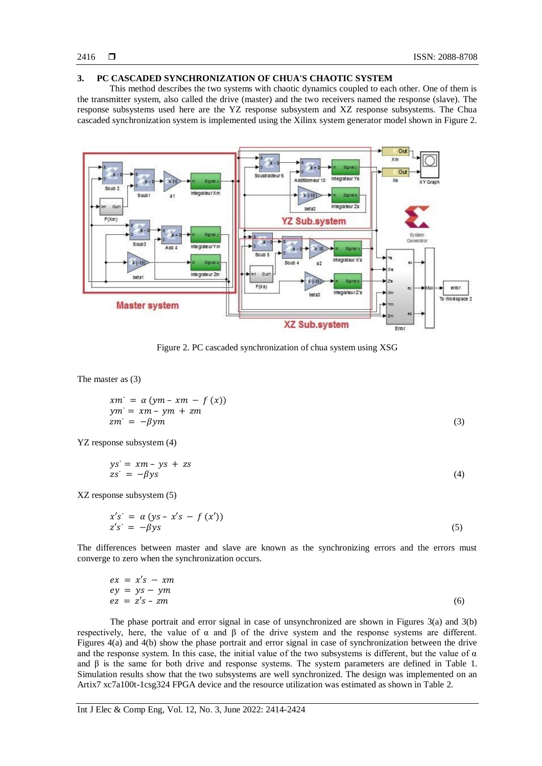## 3. PC CASCADED SYNCHRONIZATION OF CHUA'S CHAOTIC SYSTEM

This method describes the two systems with chaotic dynamics coupled to each other. One of them is the transmitter system, also called the drive (master) and the two receivers named the response (slave). The response subsystems used here are the YZ response subsystem and XZ response subsystems. The Chua cascaded synchronization system is implemented using the Xilinx system generator model shown in Figure 2.

Figure 2. PC cascaded synchronization of chua system using XSG

The master as (3)

$$
\begin{aligned}
xm^{\cdot} &= \alpha\,(ym - xm - f\,(x)) \\
ym^{\cdot} &= xm - ym + zm \\
zm^{\cdot} &= -\beta ym
\end{aligned}
\tag{3}
$$

YZ response subsystem (4)

$$
\begin{aligned}
ys^{\cdot} &= xm - ys + zs \\
zs^{\cdot} &= -\beta ys
\end{aligned}
\tag{4}
$$

XZ response subsystem (5)

$$
\begin{aligned}
x's^{\cdot} &= \alpha\,(ys - x's - f\,(x')) \\
z's^{\cdot} &= -\beta ys
\end{aligned}
\tag{5}
$$

The differences between master and slave are known as the synchronizing errors and the errors must converge to zero when the synchronization occurs.

$$
\begin{aligned}
ex &= x's - xm \\
ey &= ys - ym \\
ez &= z's - zm
\end{aligned}
\tag{6}
$$

The phase portrait and error signal in case of unsynchronized are shown in Figures 3(a) and 3(b) respectively, here, the value of $\alpha$ and $\beta$ of the drive system and the response systems are different. Figures 4(a) and 4(b) show the phase portrait and error signal in case of synchronization between the drive and the response system. In this case, the initial value of the two subsystems is different, but the value of $\alpha$ and $\beta$ is the same for both drive and response systems. The system parameters are defined in Table 1. Simulation results show that the two subsystems are well synchronized. The design was implemented on an Artix7 xc7a100t-1csg324 FPGA device and the resource utilization was estimated as shown in Table 2.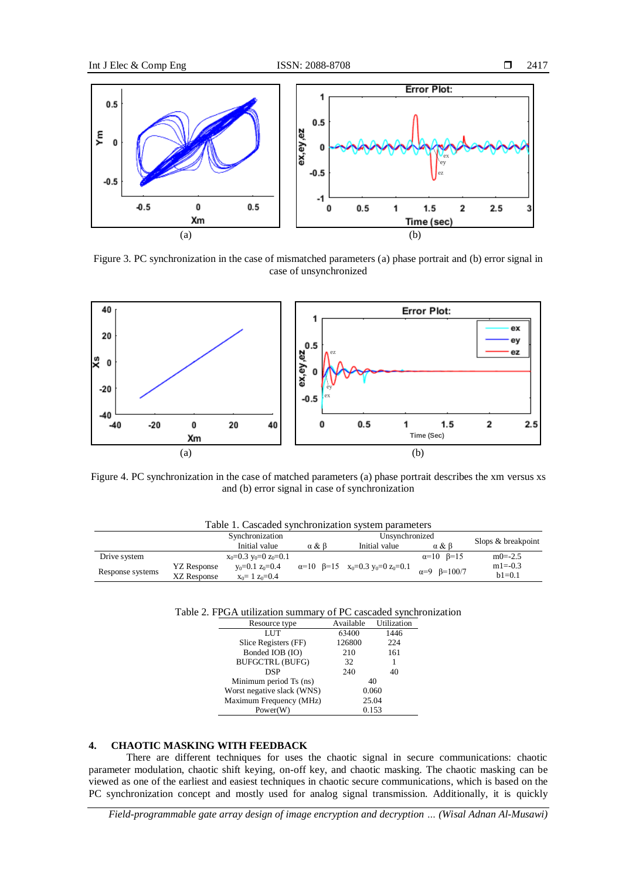Figure 3. PC synchronization in the case of mismatched parameters (a) phase portrait and (b) error signal in case of unsynchronized

Figure 4. PC synchronization in the case of matched parameters (a) phase portrait describes the xm versus xs and (b) error signal in case of synchronization

Table 1. Cascaded synchronization system parameters

| | | Synchronization | | Unsynchronized | | Slops & breakpoint |
|---|---|---|---|---|---|---|
| | | Initial value | $\alpha$ & $\beta$ | Initial value | $\alpha$ & $\beta$ | |
| Drive system | | $x_0$=0.3 $y_0$=0 $z_0$=0.1 | | | $\alpha$=10 $\beta$=15 | m0=-2.5 |
| Response systems | YZ Response | $y_0$=0.1 $z_0$=0.4 | $\alpha$=10 $\beta$=15 | $x_0$=0.3 $y_0$=0 $z_0$=0.1 | $\alpha$=9 $\beta$=100/7 | m1=-0.3 |
| | XZ Response | $x_0$= 1 $z_0$=0.4 | | | | b1=0.1 |

Table 2. FPGA utilization summary of PC cascaded synchronization

| Resource type | Available | Utilization |
|---|---|---|
| LUT | 63400 | 1446 |
| Slice Registers (FF) | 126800 | 224 |
| Bonded IOB (IO) | 210 | 161 |
| BUFGCTRL (BUFG) | 32 | 1 |
| DSP | 240 | 40 |
| Minimum period Ts (ns) | 40 | |
| Worst negative slack (WNS) | 0.060 | |
| Maximum Frequency (MHz) | 25.04 | |
| Power(W) | 0.153 | |

## 4. CHAOTIC MASKING WITH FEEDBACK

There are different techniques for uses the chaotic signal in secure communications: chaotic parameter modulation, chaotic shift keying, on-off key, and chaotic masking. The chaotic masking can be viewed as one of the earliest and easiest techniques in chaotic secure communications, which is based on the PC synchronization concept and mostly used for analog signal transmission. Additionally, it is quickly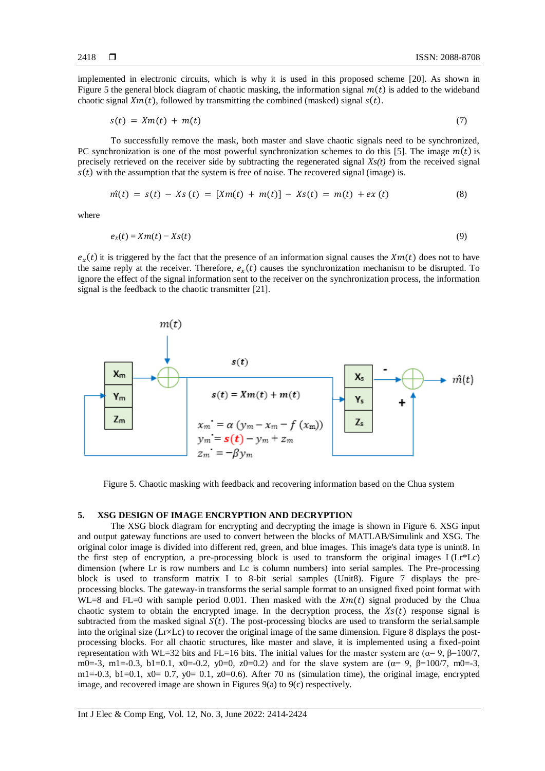implemented in electronic circuits, which is why it is used in this proposed scheme [20]. As shown in Figure 5 the general block diagram of chaotic masking, the information signal $m(t)$ is added to the wideband chaotic signal $Xm(t)$, followed by transmitting the combined (masked) signal $s(t)$.

$$s(t) = Xm(t) + m(t) \tag{7}$$

To successfully remove the mask, both master and slave chaotic signals need to be synchronized, PC synchronization is one of the most powerful synchronization schemes to do this [5]. The image $m(t)$ is precisely retrieved on the receiver side by subtracting the regenerated signal $Xs(t)$ from the received signal $s(t)$ with the assumption that the system is free of noise. The recovered signal (image) is.

$$\hat{m}(t) = s(t) - Xs(t) = [Xm(t) + m(t)] - Xs(t) = m(t) + ex(t) \tag{8}$$

where

$$e_x(t) = Xm(t) - Xs(t) \tag{9}$$

$e_x(t)$ it is triggered by the fact that the presence of an information signal causes the $Xm(t)$ does not to have the same reply at the receiver. Therefore, $e_x(t)$ causes the synchronization mechanism to be disrupted. To ignore the effect of the signal information sent to the receiver on the synchronization process, the information signal is the feedback to the chaotic transmitter [21].

Figure 5. Chaotic masking with feedback and recovering information based on the Chua system

## 5. XSG DESIGN OF IMAGE ENCRYPTION AND DECRYPTION

The XSG block diagram for encrypting and decrypting the image is shown in Figure 6. XSG input and output gateway functions are used to convert between the blocks of MATLAB/Simulink and XSG. The original color image is divided into different red, green, and blue images. This image's data type is unint8. In the first step of encryption, a pre-processing block is used to transform the original images I (Lr*Lc) dimension (where Lr is row numbers and Lc is column numbers) into serial samples. The Pre-processing block is used to transform matrix I to 8-bit serial samples (Unit8). Figure 7 displays the pre-processing blocks. The gateway-in transforms the serial sample format to an unsigned fixed point format with WL=8 and FL=0 with sample period 0.001. Then masked with the $Xm(t)$ signal produced by the Chua chaotic system to obtain the encrypted image. In the decryption process, the $Xs(t)$ response signal is subtracted from the masked signal $S(t)$. The post-processing blocks are used to transform the serial.sample into the original size (Lr×Lc) to recover the original image of the same dimension. Figure 8 displays the post-processing blocks. For all chaotic structures, like master and slave, it is implemented using a fixed-point representation with WL=32 bits and FL=16 bits. The initial values for the master system are (α= 9, β=100/7, m0=-3, m1=-0.3, b1=0.1, x0=-0.2, y0=0, z0=0.2) and for the slave system are (α= 9, β=100/7, m0=-3, m1=-0.3, b1=0.1, x0= 0.7, y0= 0.1, z0=0.6). After 70 ns (simulation time), the original image, encrypted image, and recovered image are shown in Figures 9(a) to 9(c) respectively.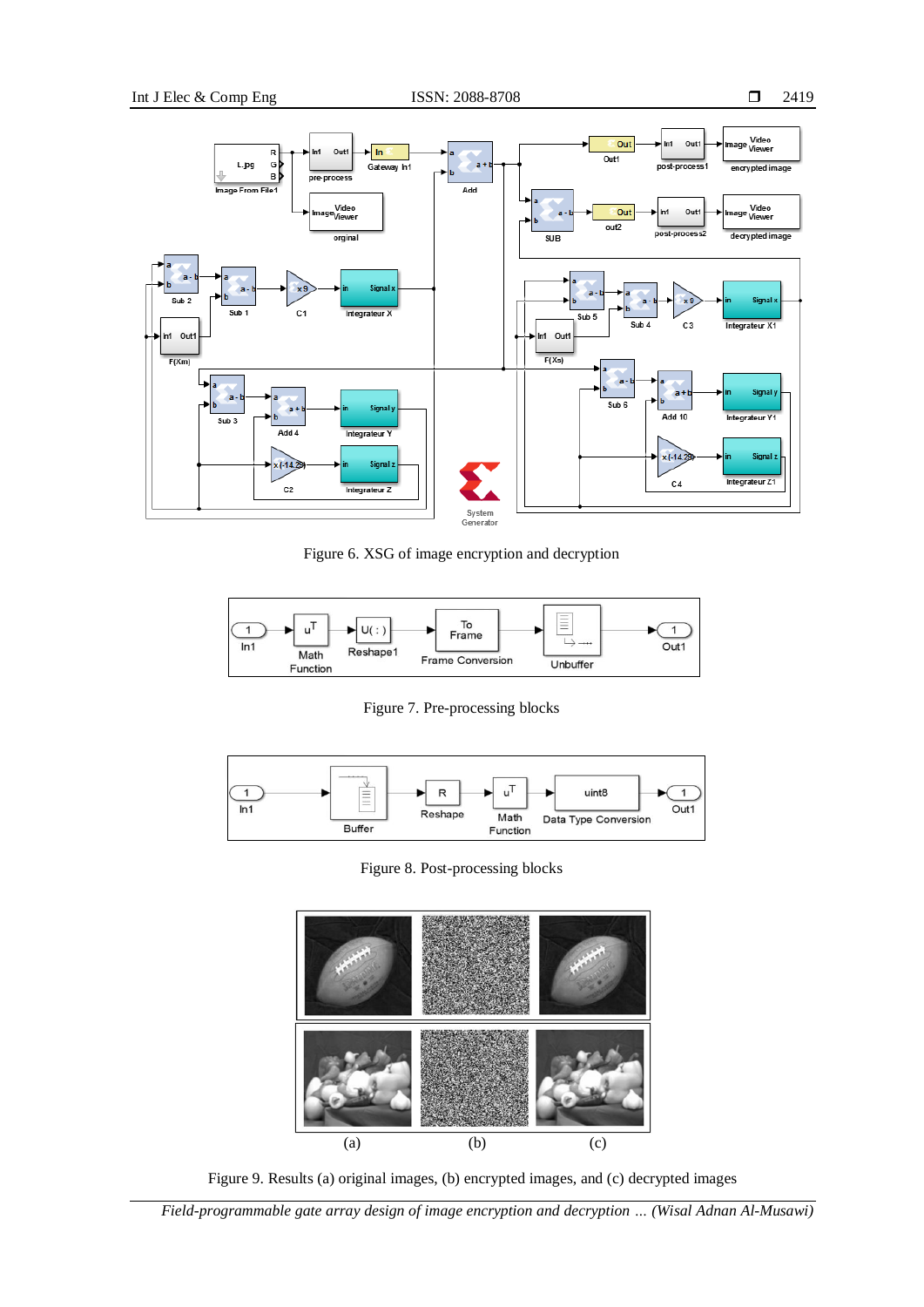Figure 6. XSG of image encryption and decryption

Figure 7. Pre-processing blocks

Figure 8. Post-processing blocks

Figure 9. Results (a) original images, (b) encrypted images, and (c) decrypted images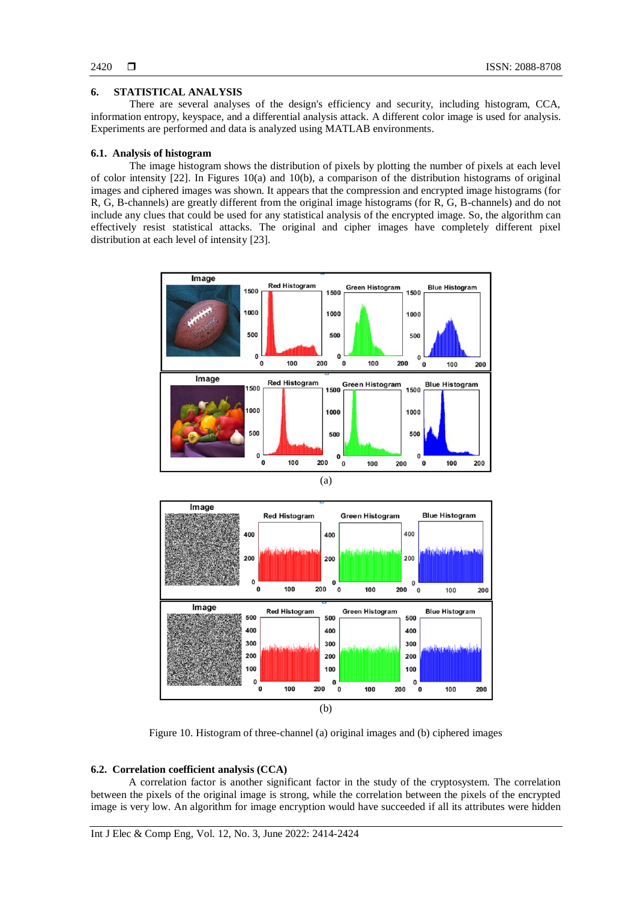## 6. STATISTICAL ANALYSIS

There are several analyses of the design's efficiency and security, including histogram, CCA, information entropy, keyspace, and a differential analysis attack. A different color image is used for analysis. Experiments are performed and data is analyzed using MATLAB environments.

### 6.1. Analysis of histogram

The image histogram shows the distribution of pixels by plotting the number of pixels at each level of color intensity [22]. In Figures 10(a) and 10(b), a comparison of the distribution histograms of original images and ciphered images was shown. It appears that the compression and encrypted image histograms (for R, G, B-channels) are greatly different from the original image histograms (for R, G, B-channels) and do not include any clues that could be used for any statistical analysis of the encrypted image. So, the algorithm can effectively resist statistical attacks. The original and cipher images have completely different pixel distribution at each level of intensity [23].

(a)

(b)

Figure 10. Histogram of three-channel (a) original images and (b) ciphered images

### 6.2. Correlation coefficient analysis (CCA)

A correlation factor is another significant factor in the study of the cryptosystem. The correlation between the pixels of the original image is strong, while the correlation between the pixels of the encrypted image is very low. An algorithm for image encryption would have succeeded if all its attributes were hidden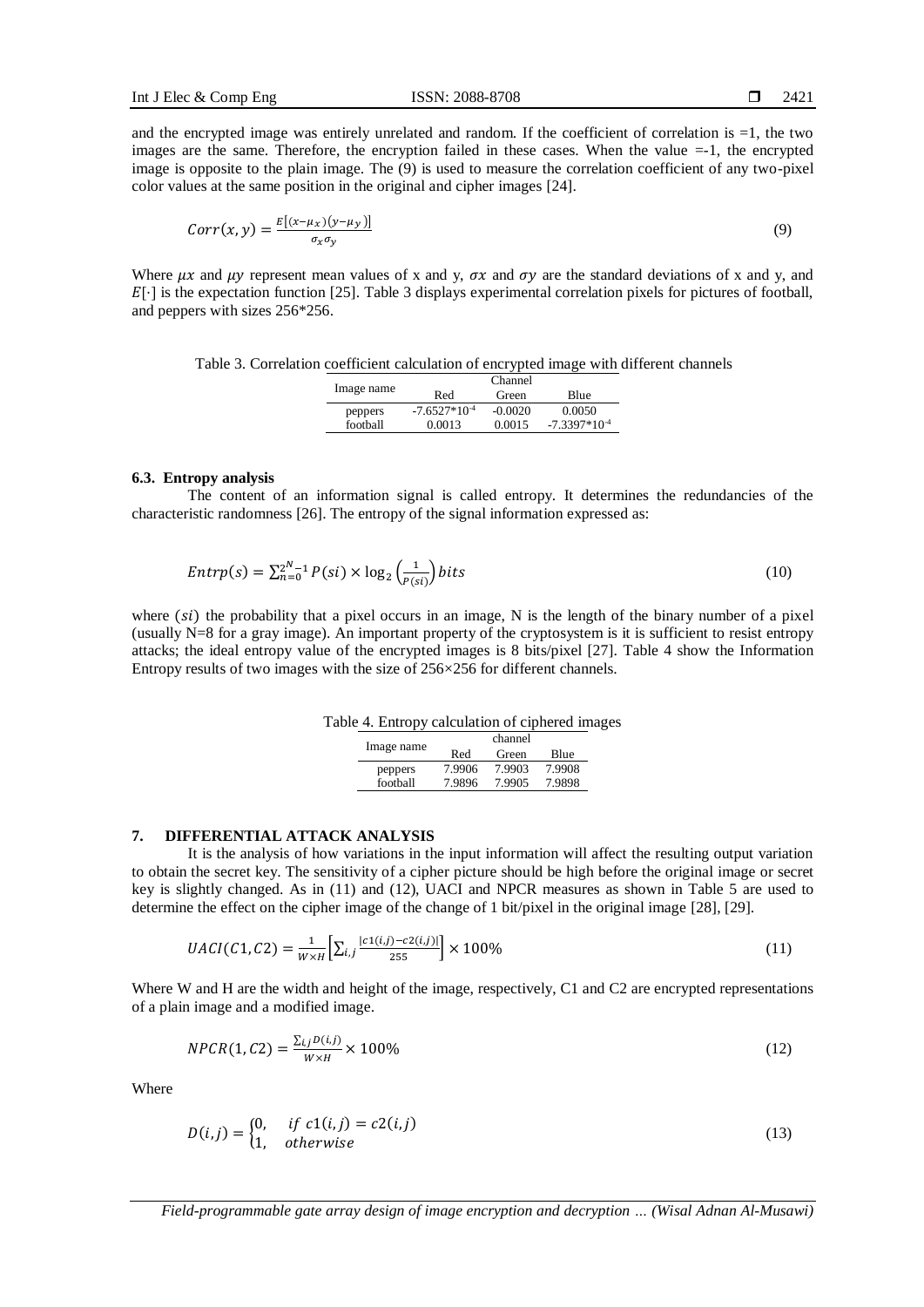and the encrypted image was entirely unrelated and random. If the coefficient of correlation is =1, the two images are the same. Therefore, the encryption failed in these cases. When the value =-1, the encrypted image is opposite to the plain image. The (9) is used to measure the correlation coefficient of any two-pixel color values at the same position in the original and cipher images [24].

$$Corr(x,y) = \frac{E[(x-\mu_x)(y-\mu_y)]}{\sigma_x \sigma_y} \tag{9}$$

Where $\mu x$ and $\mu y$ represent mean values of x and y, $\sigma x$ and $\sigma y$ are the standard deviations of x and y, and $E[\cdot]$ is the expectation function [25]. Table 3 displays experimental correlation pixels for pictures of football, and peppers with sizes 256*256.

Table 3. Correlation coefficient calculation of encrypted image with different channels

| Image name | Channel | | |
|---|---|---|---|
| | Red | Green | Blue |
| peppers | $-7.6527*10^{-4}$ | -0.0020 | 0.0050 |
| football | 0.0013 | 0.0015 | $-7.3397*10^{-4}$ |

### 6.3. Entropy analysis

The content of an information signal is called entropy. It determines the redundancies of the characteristic randomness [26]. The entropy of the signal information expressed as:

$$Entrp(s) = \sum_{n=0}^{2^N-1} P(si) \times \log_2\left(\frac{1}{P(si)}\right) bits \tag{10}$$

where $(si)$ the probability that a pixel occurs in an image, N is the length of the binary number of a pixel (usually N=8 for a gray image). An important property of the cryptosystem is it is sufficient to resist entropy attacks; the ideal entropy value of the encrypted images is 8 bits/pixel [27]. Table 4 show the Information Entropy results of two images with the size of 256×256 for different channels.

Table 4. Entropy calculation of ciphered images

| Image name | channel | | |
|---|---|---|---|
| | Red | Green | Blue |
| peppers | 7.9906 | 7.9903 | 7.9908 |
| football | 7.9896 | 7.9905 | 7.9898 |

## 7. DIFFERENTIAL ATTACK ANALYSIS

It is the analysis of how variations in the input information will affect the resulting output variation to obtain the secret key. The sensitivity of a cipher picture should be high before the original image or secret key is slightly changed. As in (11) and (12), UACI and NPCR measures as shown in Table 5 are used to determine the effect on the cipher image of the change of 1 bit/pixel in the original image [28], [29].

$$UACI(C1,C2) = \frac{1}{W \times H}\left[\sum_{i,j} \frac{|c1(i,j)-c2(i,j)|}{255}\right] \times 100\% \tag{11}$$

Where W and H are the width and height of the image, respectively, C1 and C2 are encrypted representations of a plain image and a modified image.

$$NPCR(1,C2) = \frac{\sum_{i,j} D(i,j)}{W \times H} \times 100\% \tag{12}$$

Where

$$D(i,j) = \begin{cases} 0, & if\ c1(i,j) = c2(i,j) \\ 1, & otherwise \end{cases} \tag{13}$$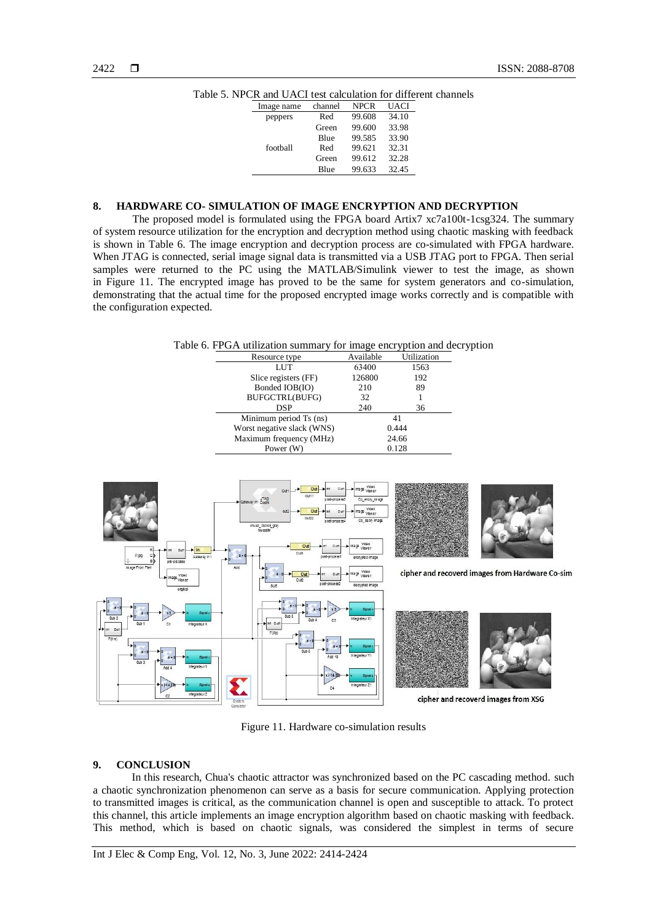Table 5. NPCR and UACI test calculation for different channels

| Image name | channel | NPCR | UACI |
|---|---|---|---|
| peppers | Red | 99.608 | 34.10 |
| | Green | 99.600 | 33.98 |
| | Blue | 99.585 | 33.90 |
| football | Red | 99.621 | 32.31 |
| | Green | 99.612 | 32.28 |
| | Blue | 99.633 | 32.45 |

## 8. HARDWARE CO- SIMULATION OF IMAGE ENCRYPTION AND DECRYPTION

The proposed model is formulated using the FPGA board Artix7 xc7a100t-1csg324. The summary of system resource utilization for the encryption and decryption method using chaotic masking with feedback is shown in Table 6. The image encryption and decryption process are co-simulated with FPGA hardware. When JTAG is connected, serial image signal data is transmitted via a USB JTAG port to FPGA. Then serial samples were returned to the PC using the MATLAB/Simulink viewer to test the image, as shown in Figure 11. The encrypted image has proved to be the same for system generators and co-simulation, demonstrating that the actual time for the proposed encrypted image works correctly and is compatible with the configuration expected.

Table 6. FPGA utilization summary for image encryption and decryption

| Resource type | Available | Utilization |
|---|---|---|
| LUT | 63400 | 1563 |
| Slice registers (FF) | 126800 | 192 |
| Bonded IOB(IO) | 210 | 89 |
| BUFGCTRL(BUFG) | 32 | 1 |
| DSP | 240 | 36 |
| Minimum period Ts (ns) | 41 | |
| Worst negative slack (WNS) | 0.444 | |
| Maximum frequency (MHz) | 24.66 | |
| Power (W) | 0.128 | |

Figure 11. Hardware co-simulation results

## 9. CONCLUSION

In this research, Chua's chaotic attractor was synchronized based on the PC cascading method. such a chaotic synchronization phenomenon can serve as a basis for secure communication. Applying protection to transmitted images is critical, as the communication channel is open and susceptible to attack. To protect this channel, this article implements an image encryption algorithm based on chaotic masking with feedback. This method, which is based on chaotic signals, was considered the simplest in terms of secure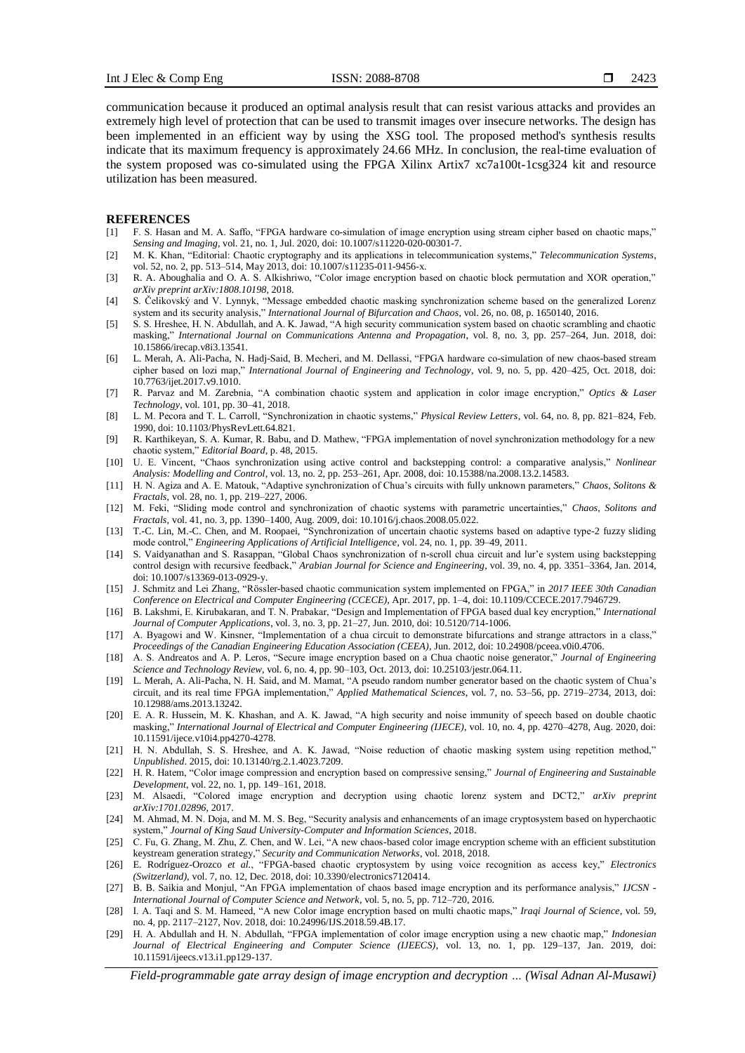communication because it produced an optimal analysis result that can resist various attacks and provides an extremely high level of protection that can be used to transmit images over insecure networks. The design has been implemented in an efficient way by using the XSG tool. The proposed method's synthesis results indicate that its maximum frequency is approximately 24.66 MHz. In conclusion, the real-time evaluation of the system proposed was co-simulated using the FPGA Xilinx Artix7 xc7a100t-1csg324 kit and resource utilization has been measured.

## REFERENCES

[1] F. S. Hasan and M. A. Saffo, "FPGA hardware co-simulation of image encryption using stream cipher based on chaotic maps," *Sensing and Imaging*, vol. 21, no. 1, Jul. 2020, doi: 10.1007/s11220-020-00301-7.

[2] M. K. Khan, "Editorial: Chaotic cryptography and its applications in telecommunication systems," *Telecommunication Systems*, vol. 52, no. 2, pp. 513–514, May 2013, doi: 10.1007/s11235-011-9456-x.

[3] R. A. Aboughalia and O. A. S. Alkishriwo, "Color image encryption based on chaotic block permutation and XOR operation," *arXiv preprint arXiv:1808.10198*, 2018.

[4] S. Čelikovský and V. Lynnyk, "Message embedded chaotic masking synchronization scheme based on the generalized Lorenz system and its security analysis," *International Journal of Bifurcation and Chaos*, vol. 26, no. 08, p. 1650140, 2016.

[5] S. S. Hreshee, H. N. Abdullah, and A. K. Jawad, "A high security communication system based on chaotic scrambling and chaotic masking," *International Journal on Communications Antenna and Propagation*, vol. 8, no. 3, pp. 257–264, Jun. 2018, doi: 10.15866/irecap.v8i3.13541.

[6] L. Merah, A. Ali-Pacha, N. Hadj-Said, B. Mecheri, and M. Dellassi, "FPGA hardware co-simulation of new chaos-based stream cipher based on lozi map," *International Journal of Engineering and Technology*, vol. 9, no. 5, pp. 420–425, Oct. 2018, doi: 10.7763/ijet.2017.v9.1010.

[7] R. Parvaz and M. Zarebnia, "A combination chaotic system and application in color image encryption," *Optics & Laser Technology*, vol. 101, pp. 30–41, 2018.

[8] L. M. Pecora and T. L. Carroll, "Synchronization in chaotic systems," *Physical Review Letters*, vol. 64, no. 8, pp. 821–824, Feb. 1990, doi: 10.1103/PhysRevLett.64.821.

[9] R. Karthikeyan, S. A. Kumar, R. Babu, and D. Mathew, "FPGA implementation of novel synchronization methodology for a new chaotic system," *Editorial Board*, p. 48, 2015.

[10] U. E. Vincent, "Chaos synchronization using active control and backstepping control: a comparative analysis," *Nonlinear Analysis: Modelling and Control*, vol. 13, no. 2, pp. 253–261, Apr. 2008, doi: 10.15388/na.2008.13.2.14583.

[11] H. N. Agiza and A. E. Matouk, "Adaptive synchronization of Chua's circuits with fully unknown parameters," *Chaos, Solitons & Fractals*, vol. 28, no. 1, pp. 219–227, 2006.

[12] M. Feki, "Sliding mode control and synchronization of chaotic systems with parametric uncertainties," *Chaos, Solitons and Fractals*, vol. 41, no. 3, pp. 1390–1400, Aug. 2009, doi: 10.1016/j.chaos.2008.05.022.

[13] T.-C. Lin, M.-C. Chen, and M. Roopaei, "Synchronization of uncertain chaotic systems based on adaptive type-2 fuzzy sliding mode control," *Engineering Applications of Artificial Intelligence*, vol. 24, no. 1, pp. 39–49, 2011.

[14] S. Vaidyanathan and S. Rasappan, "Global Chaos synchronization of n-scroll chua circuit and lur'e system using backstepping control design with recursive feedback," *Arabian Journal for Science and Engineering*, vol. 39, no. 4, pp. 3351–3364, Jan. 2014, doi: 10.1007/s13369-013-0929-y.

[15] J. Schmitz and Lei Zhang, "Rössler-based chaotic communication system implemented on FPGA," in *2017 IEEE 30th Canadian Conference on Electrical and Computer Engineering (CCECE)*, Apr. 2017, pp. 1–4, doi: 10.1109/CCECE.2017.7946729.

[16] B. Lakshmi, E. Kirubakaran, and T. N. Prabakar, "Design and Implementation of FPGA based dual key encryption," *International Journal of Computer Applications*, vol. 3, no. 3, pp. 21–27, Jun. 2010, doi: 10.5120/714-1006.

[17] A. Byagowi and W. Kinsner, "Implementation of a chua circuit to demonstrate bifurcations and strange attractors in a class," *Proceedings of the Canadian Engineering Education Association (CEEA)*, Jun. 2012, doi: 10.24908/pceea.v0i0.4706.

[18] A. S. Andreatos and A. P. Leros, "Secure image encryption based on a Chua chaotic noise generator," *Journal of Engineering Science and Technology Review*, vol. 6, no. 4, pp. 90–103, Oct. 2013, doi: 10.25103/jestr.064.11.

[19] L. Merah, A. Ali-Pacha, N. H. Said, and M. Mamat, "A pseudo random number generator based on the chaotic system of Chua's circuit, and its real time FPGA implementation," *Applied Mathematical Sciences*, vol. 7, no. 53–56, pp. 2719–2734, 2013, doi: 10.12988/ams.2013.13242.

[20] E. A. R. Hussein, M. K. Khashan, and A. K. Jawad, "A high security and noise immunity of speech based on double chaotic masking," *International Journal of Electrical and Computer Engineering (IJECE)*, vol. 10, no. 4, pp. 4270–4278, Aug. 2020, doi: 10.11591/ijece.v10i4.pp4270-4278.

[21] H. N. Abdullah, S. S. Hreshee, and A. K. Jawad, "Noise reduction of chaotic masking system using repetition method," *Unpublished*. 2015, doi: 10.13140/rg.2.1.4023.7209.

[22] H. R. Hatem, "Color image compression and encryption based on compressive sensing," *Journal of Engineering and Sustainable Development*, vol. 22, no. 1, pp. 149–161, 2018.

[23] M. Alsaedi, "Colored image encryption and decryption using chaotic lorenz system and DCT2," *arXiv preprint arXiv:1701.02896*, 2017.

[24] M. Ahmad, M. N. Doja, and M. M. S. Beg, "Security analysis and enhancements of an image cryptosystem based on hyperchaotic system," *Journal of King Saud University-Computer and Information Sciences*, 2018.

[25] C. Fu, G. Zhang, M. Zhu, Z. Chen, and W. Lei, "A new chaos-based color image encryption scheme with an efficient substitution keystream generation strategy," *Security and Communication Networks*, vol. 2018, 2018.

[26] E. Rodríguez-Orozco *et al.*, "FPGA-based chaotic cryptosystem by using voice recognition as access key," *Electronics (Switzerland)*, vol. 7, no. 12, Dec. 2018, doi: 10.3390/electronics7120414.

[27] B. B. Saikia and Monjul, "An FPGA implementation of chaos based image encryption and its performance analysis," *IJCSN - International Journal of Computer Science and Network*, vol. 5, no. 5, pp. 712–720, 2016.

[28] I. A. Taqi and S. M. Hameed, "A new Color image encryption based on multi chaotic maps," *Iraqi Journal of Science*, vol. 59, no. 4, pp. 2117–2127, Nov. 2018, doi: 10.24996/IJS.2018.59.4B.17.

[29] H. A. Abdullah and H. N. Abdullah, "FPGA implementation of color image encryption using a new chaotic map," *Indonesian Journal of Electrical Engineering and Computer Science (IJEECS)*, vol. 13, no. 1, pp. 129–137, Jan. 2019, doi: 10.11591/ijeecs.v13.i1.pp129-137.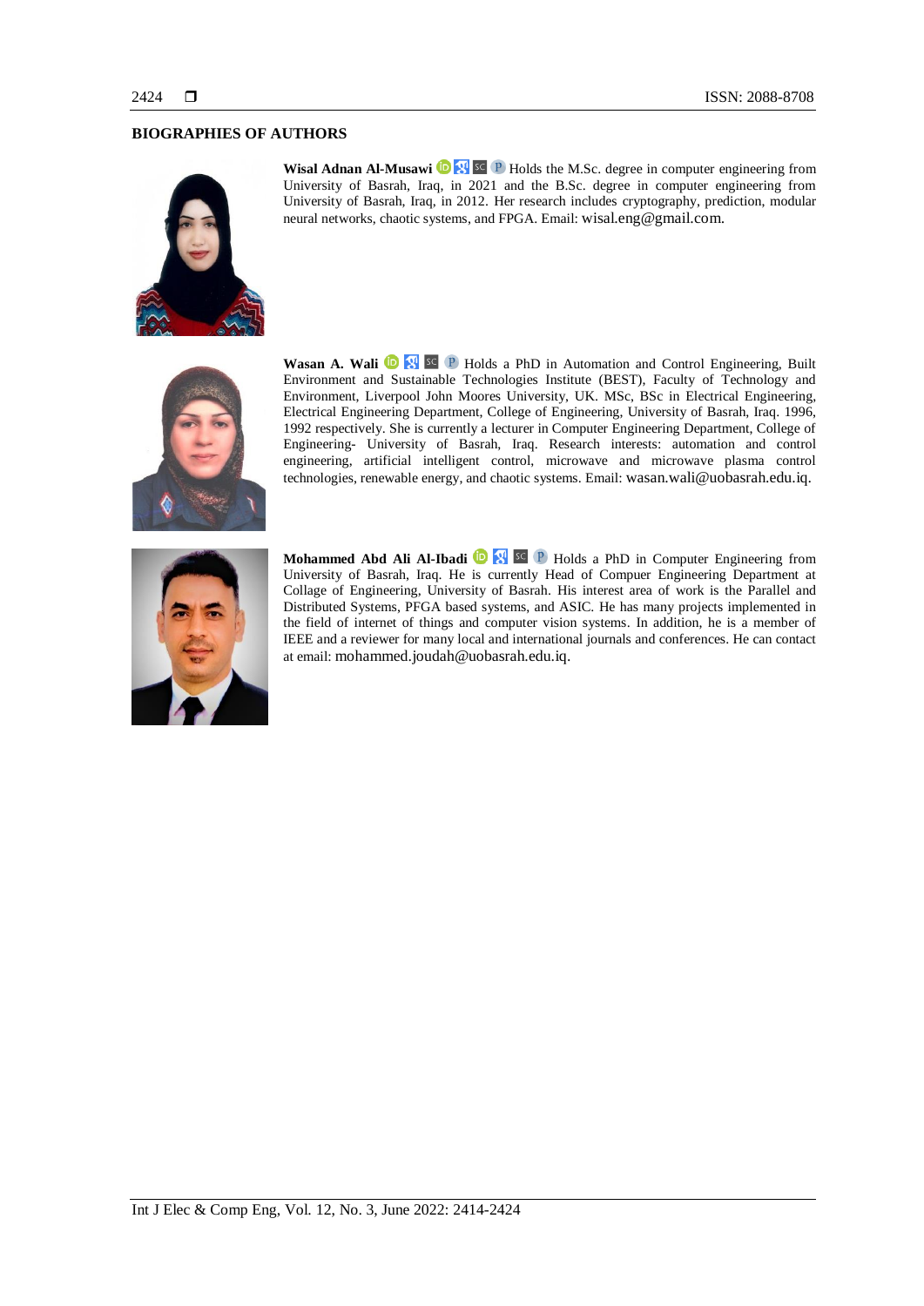## BIOGRAPHIES OF AUTHORS

**Wisal Adnan Al-Musawi** Holds the M.Sc. degree in computer engineering from University of Basrah, Iraq, in 2021 and the B.Sc. degree in computer engineering from University of Basrah, Iraq, in 2012. Her research includes cryptography, prediction, modular neural networks, chaotic systems, and FPGA. Email: wisal.eng@gmail.com.

**Wasan A. Wali** Holds a PhD in Automation and Control Engineering, Built Environment and Sustainable Technologies Institute (BEST), Faculty of Technology and Environment, Liverpool John Moores University, UK. MSc, BSc in Electrical Engineering, Electrical Engineering Department, College of Engineering, University of Basrah, Iraq. 1996, 1992 respectively. She is currently a lecturer in Computer Engineering Department, College of Engineering- University of Basrah, Iraq. Research interests: automation and control engineering, artificial intelligent control, microwave and microwave plasma control technologies, renewable energy, and chaotic systems. Email: wasan.wali@uobasrah.edu.iq.

**Mohammed Abd Ali Al-Ibadi** Holds a PhD in Computer Engineering from University of Basrah, Iraq. He is currently Head of Compuer Engineering Department at Collage of Engineering, University of Basrah. His interest area of work is the Parallel and Distributed Systems, PFGA based systems, and ASIC. He has many projects implemented in the field of internet of things and computer vision systems. In addition, he is a member of IEEE and a reviewer for many local and international journals and conferences. He can contact at email: mohammed.joudah@uobasrah.edu.iq.